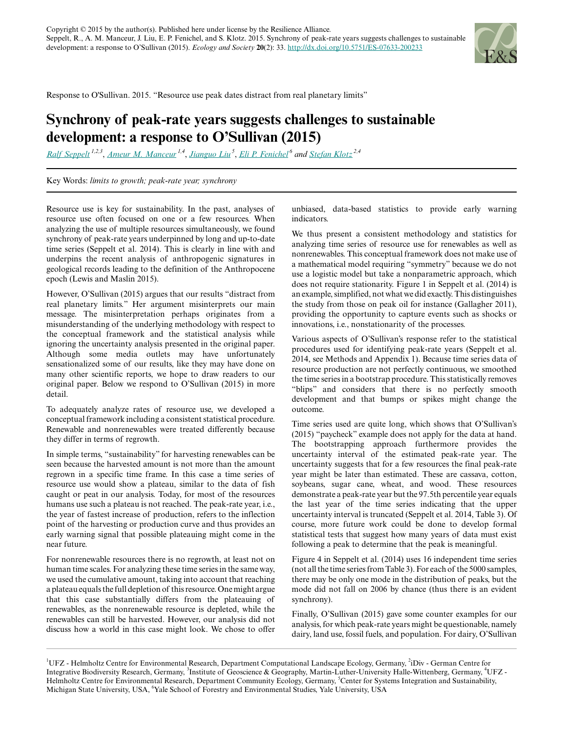Copyright © 2015 by the author(s). Published here under license by the Resilience Alliance.
Seppelt, R., A. M. Manceur, J. Liu, E. P. Fenichel, and S. Klotz. 2015. Synchrony of peak-rate years suggests challenges to sustainable development: a response to O'Sullivan (2015). *Ecology and Society* **20**(2): 33. http://dx.doi.org/10.5751/ES-07633-200233

Response to O'Sullivan. 2015. "Resource use peak dates distract from real planetary limits"

# Synchrony of peak-rate years suggests challenges to sustainable development: a response to O'Sullivan (2015)

*Ralf Seppelt* [1,2,3], *Ameur M. Manceur* [1,4], *Jianguo Liu* [5], *Eli P. Fenichel* [6] and *Stefan Klotz* [2,4]

Key Words: *limits to growth; peak-rate year; synchrony*

Resource use is key for sustainability. In the past, analyses of resource use often focused on one or a few resources. When analyzing the use of multiple resources simultaneously, we found synchrony of peak-rate years underpinned by long and up-to-date time series (Seppelt et al. 2014). This is clearly in line with and underpins the recent analysis of anthropogenic signatures in geological records leading to the definition of the Anthropocene epoch (Lewis and Maslin 2015).

However, O'Sullivan (2015) argues that our results "distract from real planetary limits." Her argument misinterprets our main message. The misinterpretation perhaps originates from a misunderstanding of the underlying methodology with respect to the conceptual framework and the statistical analysis while ignoring the uncertainty analysis presented in the original paper. Although some media outlets may have unfortunately sensationalized some of our results, like they may have done on many other scientific reports, we hope to draw readers to our original paper. Below we respond to O'Sullivan (2015) in more detail.

To adequately analyze rates of resource use, we developed a conceptual framework including a consistent statistical procedure. Renewable and nonrenewables were treated differently because they differ in terms of regrowth.

In simple terms, "sustainability" for harvesting renewables can be seen because the harvested amount is not more than the amount regrown in a specific time frame. In this case a time series of resource use would show a plateau, similar to the data of fish caught or peat in our analysis. Today, for most of the resources humans use such a plateau is not reached. The peak-rate year, i.e., the year of fastest increase of production, refers to the inflection point of the harvesting or production curve and thus provides an early warning signal that possible plateauing might come in the near future.

For nonrenewable resources there is no regrowth, at least not on human time scales. For analyzing these time series in the same way, we used the cumulative amount, taking into account that reaching a plateau equals the full depletion of this resource. One might argue that this case substantially differs from the plateauing of renewables, as the nonrenewable resource is depleted, while the renewables can still be harvested. However, our analysis did not discuss how a world in this case might look. We chose to offer unbiased, data-based statistics to provide early warning indicators.

We thus present a consistent methodology and statistics for analyzing time series of resource use for renewables as well as nonrenewables. This conceptual framework does not make use of a mathematical model requiring "symmetry" because we do not use a logistic model but take a nonparametric approach, which does not require stationarity. Figure 1 in Seppelt et al. (2014) is an example, simplified, not what we did exactly. This distinguishes the study from those on peak oil for instance (Gallagher 2011), providing the opportunity to capture events such as shocks or innovations, i.e., nonstationarity of the processes.

Various aspects of O'Sullivan's response refer to the statistical procedures used for identifying peak-rate years (Seppelt et al. 2014, see Methods and Appendix 1). Because time series data of resource production are not perfectly continuous, we smoothed the time series in a bootstrap procedure. This statistically removes "blips" and considers that there is no perfectly smooth development and that bumps or spikes might change the outcome.

Time series used are quite long, which shows that O'Sullivan's (2015) "paycheck" example does not apply for the data at hand. The bootstrapping approach furthermore provides the uncertainty interval of the estimated peak-rate year. The uncertainty suggests that for a few resources the final peak-rate year might be later than estimated. These are cassava, cotton, soybeans, sugar cane, wheat, and wood. These resources demonstrate a peak-rate year but the 97.5th percentile year equals the last year of the time series indicating that the upper uncertainty interval is truncated (Seppelt et al. 2014, Table 3). Of course, more future work could be done to develop formal statistical tests that suggest how many years of data must exist following a peak to determine that the peak is meaningful.

Figure 4 in Seppelt et al. (2014) uses 16 independent time series (not all the time series from Table 3). For each of the 5000 samples, there may be only one mode in the distribution of peaks, but the mode did not fall on 2006 by chance (thus there is an evident synchrony).

Finally, O'Sullivan (2015) gave some counter examples for our analysis, for which peak-rate years might be questionable, namely dairy, land use, fossil fuels, and population. For dairy, O'Sullivan

[1] UFZ - Helmholtz Centre for Environmental Research, Department Computational Landscape Ecology, Germany, [2] iDiv - German Centre for Integrative Biodiversity Research, Germany, [3] Institute of Geoscience & Geography, Martin-Luther-University Halle-Wittenberg, Germany, [4] UFZ - Helmholtz Centre for Environmental Research, Department Community Ecology, Germany, [5] Center for Systems Integration and Sustainability, Michigan State University, USA, [6] Yale School of Forestry and Environmental Studies, Yale University, USA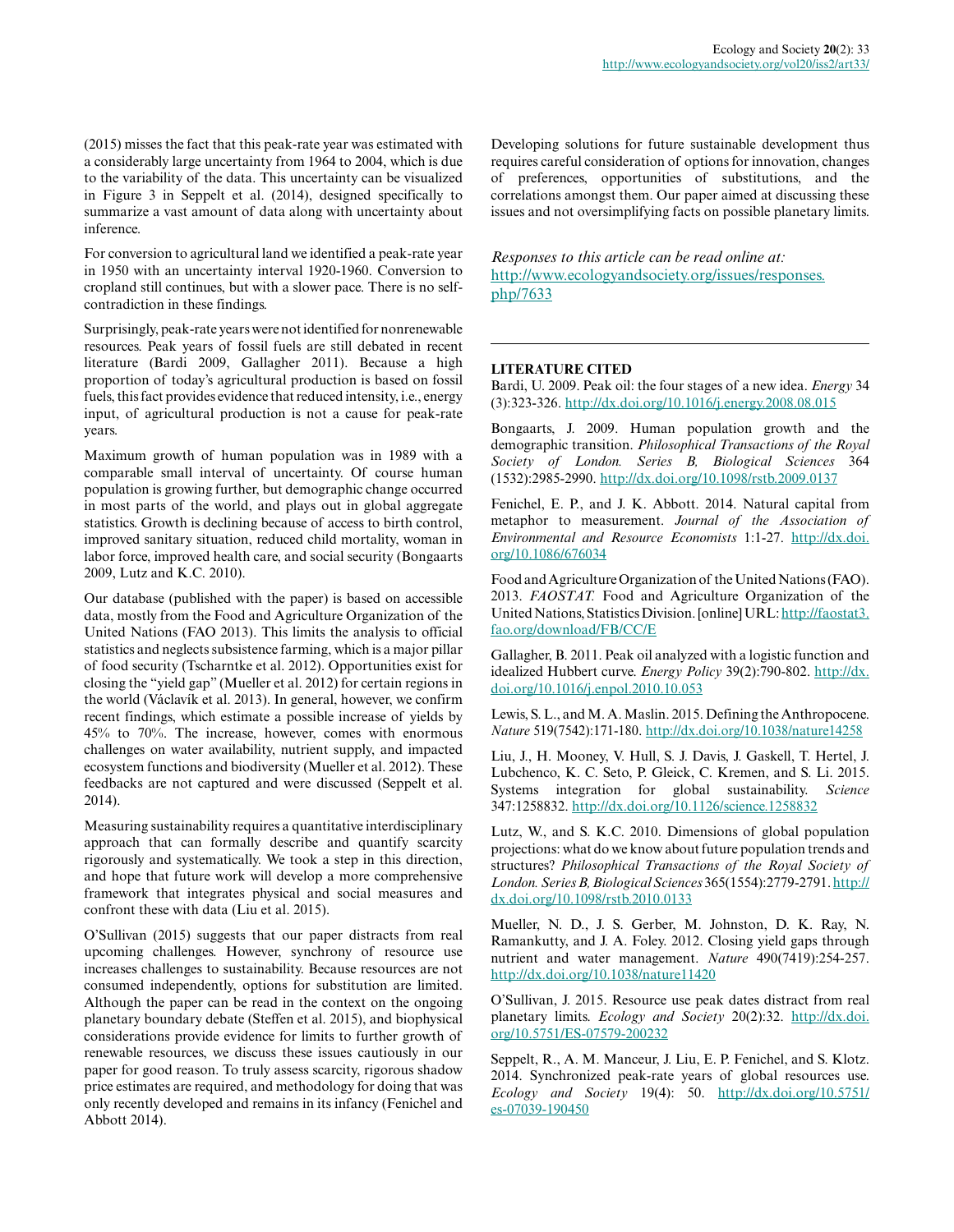(2015) misses the fact that this peak-rate year was estimated with a considerably large uncertainty from 1964 to 2004, which is due to the variability of the data. This uncertainty can be visualized in Figure 3 in Seppelt et al. (2014), designed specifically to summarize a vast amount of data along with uncertainty about inference.

For conversion to agricultural land we identified a peak-rate year in 1950 with an uncertainty interval 1920-1960. Conversion to cropland still continues, but with a slower pace. There is no self-contradiction in these findings.

Surprisingly, peak-rate years were not identified for nonrenewable resources. Peak years of fossil fuels are still debated in recent literature (Bardi 2009, Gallagher 2011). Because a high proportion of today's agricultural production is based on fossil fuels, this fact provides evidence that reduced intensity, i.e., energy input, of agricultural production is not a cause for peak-rate years.

Maximum growth of human population was in 1989 with a comparable small interval of uncertainty. Of course human population is growing further, but demographic change occurred in most parts of the world, and plays out in global aggregate statistics. Growth is declining because of access to birth control, improved sanitary situation, reduced child mortality, woman in labor force, improved health care, and social security (Bongaarts 2009, Lutz and K.C. 2010).

Our database (published with the paper) is based on accessible data, mostly from the Food and Agriculture Organization of the United Nations (FAO 2013). This limits the analysis to official statistics and neglects subsistence farming, which is a major pillar of food security (Tscharntke et al. 2012). Opportunities exist for closing the "yield gap" (Mueller et al. 2012) for certain regions in the world (Václavík et al. 2013). In general, however, we confirm recent findings, which estimate a possible increase of yields by 45% to 70%. The increase, however, comes with enormous challenges on water availability, nutrient supply, and impacted ecosystem functions and biodiversity (Mueller et al. 2012). These feedbacks are not captured and were discussed (Seppelt et al. 2014).

Measuring sustainability requires a quantitative interdisciplinary approach that can formally describe and quantify scarcity rigorously and systematically. We took a step in this direction, and hope that future work will develop a more comprehensive framework that integrates physical and social measures and confront these with data (Liu et al. 2015).

O'Sullivan (2015) suggests that our paper distracts from real upcoming challenges. However, synchrony of resource use increases challenges to sustainability. Because resources are not consumed independently, options for substitution are limited. Although the paper can be read in the context on the ongoing planetary boundary debate (Steffen et al. 2015), and biophysical considerations provide evidence for limits to further growth of renewable resources, we discuss these issues cautiously in our paper for good reason. To truly assess scarcity, rigorous shadow price estimates are required, and methodology for doing that was only recently developed and remains in its infancy (Fenichel and Abbott 2014).

Developing solutions for future sustainable development thus requires careful consideration of options for innovation, changes of preferences, opportunities of substitutions, and the correlations amongst them. Our paper aimed at discussing these issues and not oversimplifying facts on possible planetary limits.

*Responses to this article can be read online at:*
http://www.ecologyandsociety.org/issues/responses.php/7633

---

**LITERATURE CITED**

Bardi, U. 2009. Peak oil: the four stages of a new idea. *Energy* 34 (3):323-326. http://dx.doi.org/10.1016/j.energy.2008.08.015

Bongaarts, J. 2009. Human population growth and the demographic transition. *Philosophical Transactions of the Royal Society of London. Series B, Biological Sciences* 364 (1532):2985-2990. http://dx.doi.org/10.1098/rstb.2009.0137

Fenichel, E. P., and J. K. Abbott. 2014. Natural capital from metaphor to measurement. *Journal of the Association of Environmental and Resource Economists* 1:1-27. http://dx.doi.org/10.1086/676034

Food and Agriculture Organization of the United Nations (FAO). 2013. *FAOSTAT.* Food and Agriculture Organization of the United Nations, Statistics Division. [online] URL: http://faostat3.fao.org/download/FB/CC/E

Gallagher, B. 2011. Peak oil analyzed with a logistic function and idealized Hubbert curve. *Energy Policy* 39(2):790-802. http://dx.doi.org/10.1016/j.enpol.2010.10.053

Lewis, S. L., and M. A. Maslin. 2015. Defining the Anthropocene. *Nature* 519(7542):171-180. http://dx.doi.org/10.1038/nature14258

Liu, J., H. Mooney, V. Hull, S. J. Davis, J. Gaskell, T. Hertel, J. Lubchenco, K. C. Seto, P. Gleick, C. Kremen, and S. Li. 2015. Systems integration for global sustainability. *Science* 347:1258832. http://dx.doi.org/10.1126/science.1258832

Lutz, W., and S. K.C. 2010. Dimensions of global population projections: what do we know about future population trends and structures? *Philosophical Transactions of the Royal Society of London. Series B, Biological Sciences* 365(1554):2779-2791. http://dx.doi.org/10.1098/rstb.2010.0133

Mueller, N. D., J. S. Gerber, M. Johnston, D. K. Ray, N. Ramankutty, and J. A. Foley. 2012. Closing yield gaps through nutrient and water management. *Nature* 490(7419):254-257. http://dx.doi.org/10.1038/nature11420

O'Sullivan, J. 2015. Resource use peak dates distract from real planetary limits. *Ecology and Society* 20(2):32. http://dx.doi.org/10.5751/ES-07579-200232

Seppelt, R., A. M. Manceur, J. Liu, E. P. Fenichel, and S. Klotz. 2014. Synchronized peak-rate years of global resources use. *Ecology and Society* 19(4): 50. http://dx.doi.org/10.5751/es-07039-190450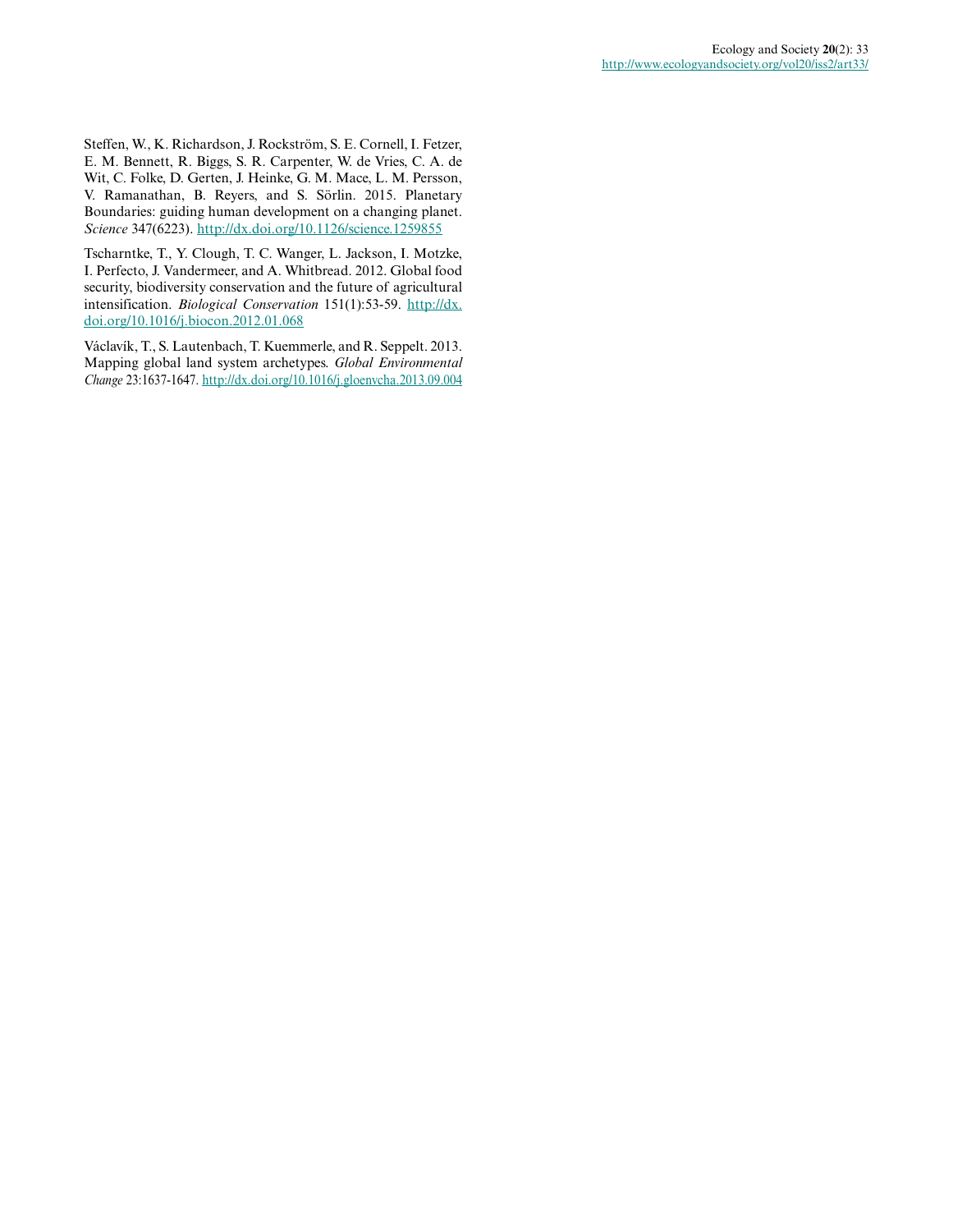Steffen, W., K. Richardson, J. Rockström, S. E. Cornell, I. Fetzer, E. M. Bennett, R. Biggs, S. R. Carpenter, W. de Vries, C. A. de Wit, C. Folke, D. Gerten, J. Heinke, G. M. Mace, L. M. Persson, V. Ramanathan, B. Reyers, and S. Sörlin. 2015. Planetary Boundaries: guiding human development on a changing planet. *Science* 347(6223). http://dx.doi.org/10.1126/science.1259855

Tscharntke, T., Y. Clough, T. C. Wanger, L. Jackson, I. Motzke, I. Perfecto, J. Vandermeer, and A. Whitbread. 2012. Global food security, biodiversity conservation and the future of agricultural intensification. *Biological Conservation* 151(1):53-59. http://dx.doi.org/10.1016/j.biocon.2012.01.068

Václavík, T., S. Lautenbach, T. Kuemmerle, and R. Seppelt. 2013. Mapping global land system archetypes. *Global Environmental Change* 23:1637-1647. http://dx.doi.org/10.1016/j.gloenvcha.2013.09.004